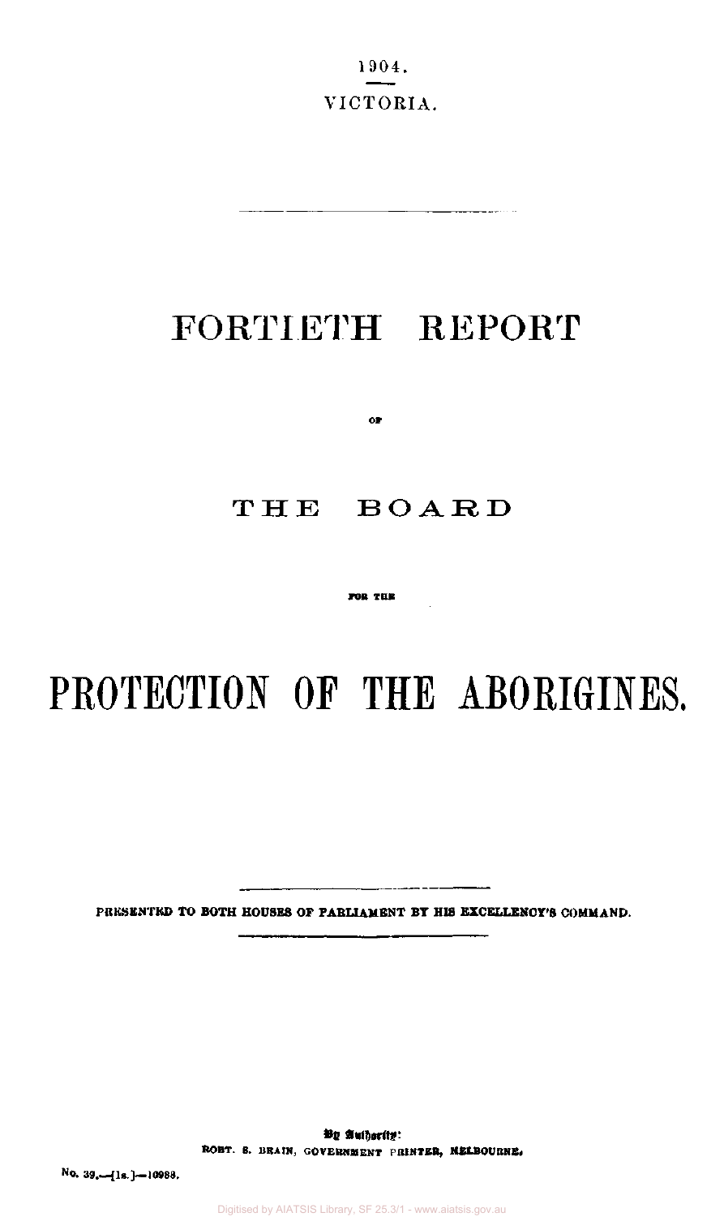1904.

VICTORIA.

# FORTIETH REPORT

OF

## THE BOARD

FOR THE

# PROTECTION OF THE ABORIGINES.

PRESENTED TO BOTH HOUSES OF PARLIAMENT BY HIS EXCELLENCY'S COMMAND.

By Authority:
ROBT. S. BRAIN, GOVERNMENT PRINTER, MELBOURNE.

No. 39.—[1s.]—10988.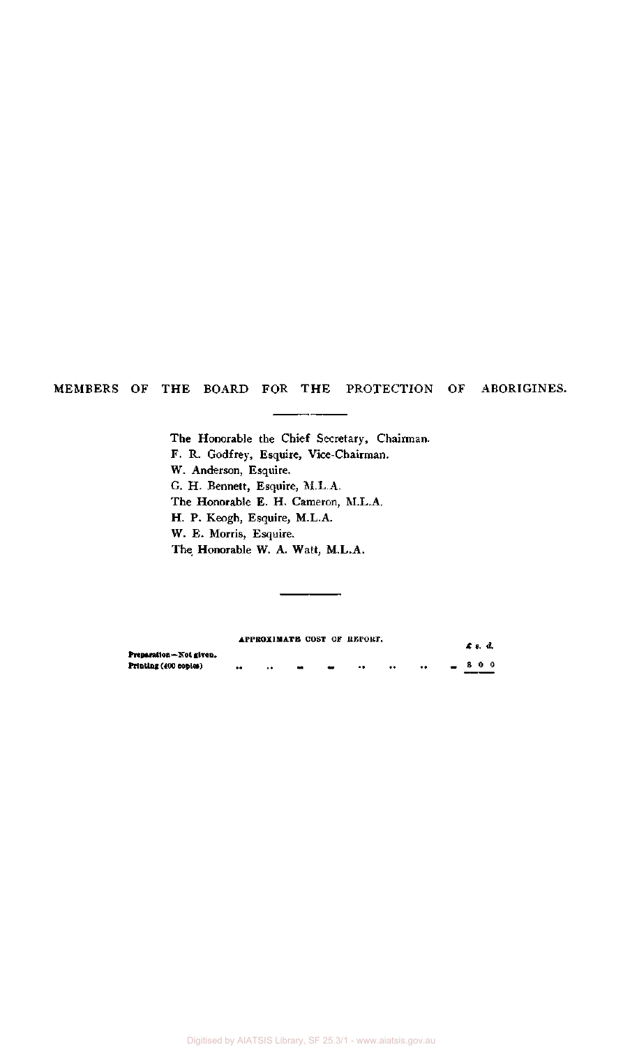## MEMBERS OF THE BOARD FOR THE PROTECTION OF ABORIGINES.

The Honorable the Chief Secretary, Chairman.
F. R. Godfrey, Esquire, Vice-Chairman.
W. Anderson, Esquire.
G. H. Bennett, Esquire, M.L.A.
The Honorable E. H. Cameron, M.L.A.
H. P. Keogh, Esquire, M.L.A.
W. E. Morris, Esquire.
The Honorable W. A. Watt, M.L.A.

APPROXIMATE COST OF REPORT.

| | £ s. d. |
|---|---|
| Preparation—Not given. | |
| Printing (400 copies) .. .. .. .. .. .. .. .. | 8 0 0 |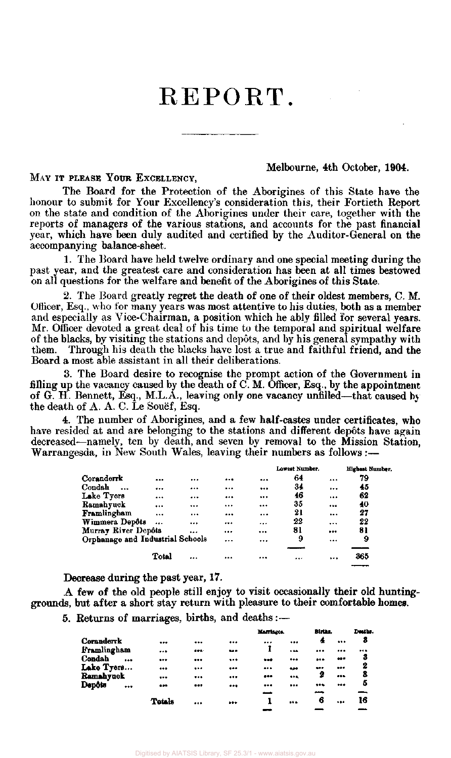# REPORT.

Melbourne, 4th October, 1904.

MAY IT PLEASE YOUR EXCELLENCY,

The Board for the Protection of the Aborigines of this State have the honour to submit for Your Excellency's consideration this, their Fortieth Report on the state and condition of the Aborigines under their care, together with the reports of managers of the various stations, and accounts for the past financial year, which have been duly audited and certified by the Auditor-General on the accompanying balance-sheet.

1. The Board have held twelve ordinary and one special meeting during the past year, and the greatest care and consideration has been at all times bestowed on all questions for the welfare and benefit of the Aborigines of this State.

2. The Board greatly regret the death of one of their oldest members, C. M. Officer, Esq., who for many years was most attentive to his duties, both as a member and especially as Vice-Chairman, a position which he ably filled for several years. Mr. Officer devoted a great deal of his time to the temporal and spiritual welfare of the blacks, by visiting the stations and depôts, and by his general sympathy with them. Through his death the blacks have lost a true and faithful friend, and the Board a most able assistant in all their deliberations.

3. The Board desire to recognise the prompt action of the Government in filling up the vacancy caused by the death of C. M. Officer, Esq., by the appointment of G. H. Bennett, Esq., M.L.A., leaving only one vacancy unfilled—that caused by the death of A. A. C. Le Souëf, Esq.

4. The number of Aborigines, and a few half-castes under certificates, who have resided at and are belonging to the stations and different depôts have again decreased—namely, ten by death, and seven by removal to the Mission Station, Warrangesda, in New South Wales, leaving their numbers as follows:—

| | Lowest Number. | Highest Number. |
|---|---|---|
| Coranderrk | 64 | 79 |
| Condah | 34 | 45 |
| Lake Tyers | 46 | 62 |
| Ramahyuck | 35 | 40 |
| Framlingham | 21 | 27 |
| Wimmera Depôts | 22 | 22 |
| Murray River Depôts | 81 | 81 |
| Orphanage and Industrial Schools | 9 | 9 |
| Total | ... | 365 |

Decrease during the past year, 17.

A few of the old people still enjoy to visit occasionally their old hunting-grounds, but after a short stay return with pleasure to their comfortable homes.

5. Returns of marriages, births, and deaths:—

| | Marriages. | Births. | Deaths. |
|---|---|---|---|
| Coranderrk | ... | 4 | 3 |
| Framlingham | 1 | ... | ... |
| Condah | ... | ... | 3 |
| Lake Tyers | ... | ... | 2 |
| Ramahyuck | ... | 2 | 3 |
| Depôts | ... | ... | 5 |
| Totals | 1 | 6 | 16 |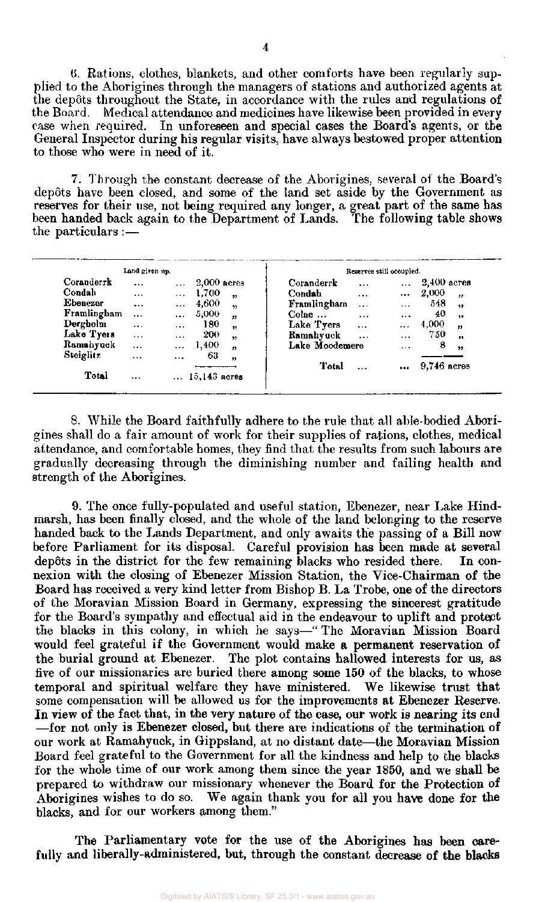6. Rations, clothes, blankets, and other comforts have been regularly supplied to the Aborigines through the managers of stations and authorized agents at the depôts throughout the State, in accordance with the rules and regulations of the Board. Medical attendance and medicines have likewise been provided in every case when required. In unforeseen and special cases the Board's agents, or the General Inspector during his regular visits, have always bestowed proper attention to those who were in need of it.

7. Through the constant decrease of the Aborigines, several of the Board's depôts have been closed, and some of the land set aside by the Government as reserves for their use, not being required any longer, a great part of the same has been handed back again to the Department of Lands. The following table shows the particulars :—

| Land given up. | | Reserves still occupied. | |
|---|---|---|---|
| Coranderrk | 2,000 acres | Coranderrk | 2,400 acres |
| Condah | 1,700 " | Condah | 2,000 " |
| Ebenezer | 4,600 " | Framlingham | 548 " |
| Framlingham | 5,000 " | Colac | 40 " |
| Dergholm | 180 " | Lake Tyers | 4,000 " |
| Lake Tyers | 200 " | Ramahyuck | 750 " |
| Ramahyuck | 1,400 " | Lake Moodemere | 8 " |
| Steiglitz | 63 " | | |
| Total | 15,143 acres | Total | 9,746 acres |

8. While the Board faithfully adhere to the rule that all able-bodied Aborigines shall do a fair amount of work for their supplies of rations, clothes, medical attendance, and comfortable homes, they find that the results from such labours are gradually decreasing through the diminishing number and failing health and strength of the Aborigines.

9. The once fully-populated and useful station, Ebenezer, near Lake Hindmarsh, has been finally closed, and the whole of the land belonging to the reserve handed back to the Lands Department, and only awaits the passing of a Bill now before Parliament for its disposal. Careful provision has been made at several depôts in the district for the few remaining blacks who resided there. In connexion with the closing of Ebenezer Mission Station, the Vice-Chairman of the Board has received a very kind letter from Bishop B. La Trobe, one of the directors of the Moravian Mission Board in Germany, expressing the sincerest gratitude for the Board's sympathy and effectual aid in the endeavour to uplift and protect the blacks in this colony, in which he says—"The Moravian Mission Board would feel grateful if the Government would make a permanent reservation of the burial ground at Ebenezer. The plot contains hallowed interests for us, as five of our missionaries are buried there among some 150 of the blacks, to whose temporal and spiritual welfare they have ministered. We likewise trust that some compensation will be allowed us for the improvements at Ebenezer Reserve. In view of the fact that, in the very nature of the case, our work is nearing its end —for not only is Ebenezer closed, but there are indications of the termination of our work at Ramahyuck, in Gippsland, at no distant date—the Moravian Mission Board feel grateful to the Government for all the kindness and help to the blacks for the whole time of our work among them since the year 1850, and we shall be prepared to withdraw our missionary whenever the Board for the Protection of Aborigines wishes to do so. We again thank you for all you have done for the blacks, and for our workers among them."

The Parliamentary vote for the use of the Aborigines has been carefully and liberally-administered, but, through the constant decrease of the blacks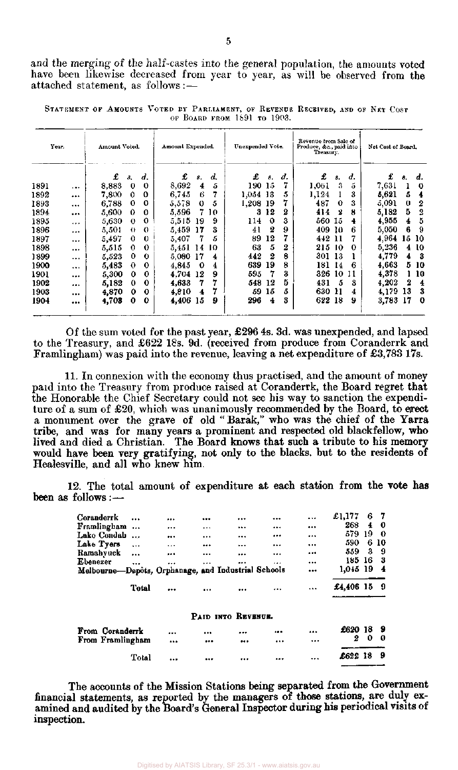and the merging of the half-castes into the general population, the amounts voted have been likewise decreased from year to year, as will be observed from the attached statement, as follows:—

STATEMENT OF AMOUNTS VOTED BY PARLIAMENT, OF REVENUE RECEIVED, AND OF NET COST OF BOARD FROM 1891 TO 1903.

| Year. | Amount Voted. | Amount Expended. | Unexpended Vote. | Revenue from Sale of Produce, &c., paid into Treasury. | Net Cost of Board. |
|---|---|---|---|---|---|
| | £ s. d. | £ s. d. | £ s. d. | £ s. d. | £ s. d. |
| 1891 ... | 8,883 0 0 | 8,692 4 5 | 190 15 7 | 1,061 3 5 | 7,631 1 0 |
| 1892 ... | 7,800 0 0 | 6,745 6 7 | 1,054 13 5 | 1,124 1 3 | 5,621 5 4 |
| 1893 ... | 6,788 0 0 | 5,578 0 5 | 1,208 19 7 | 487 0 3 | 5,091 0 2 |
| 1894 ... | 5,600 0 0 | 5,596 7 10 | 3 12 2 | 414 2 8 | 5,182 5 2 |
| 1895 ... | 5,630 0 0 | 5,515 19 9 | 114 0 3 | 560 15 4 | 4,955 4 5 |
| 1896 ... | 5,501 0 0 | 5,459 17 3 | 41 2 9 | 409 10 6 | 5,050 6 9 |
| 1897 ... | 5,497 0 0 | 5,407 7 5 | 89 12 7 | 442 11 7 | 4,964 15 10 |
| 1898 ... | 5,515 0 0 | 5,451 14 10 | 63 5 2 | 215 10 0 | 5,236 4 10 |
| 1899 ... | 5,523 0 0 | 5,080 17 4 | 442 2 8 | 301 13 1 | 4,779 4 3 |
| 1900 ... | 5,483 0 0 | 4,845 0 4 | 639 19 8 | 181 14 6 | 4,663 5 10 |
| 1901 ... | 5,300 0 0 | 4,704 12 9 | 595 7 3 | 326 10 11 | 4,378 1 10 |
| 1902 ... | 5,182 0 0 | 4,633 7 7 | 548 12 5 | 431 5 3 | 4,202 2 4 |
| 1903 ... | 4,870 0 0 | 4,810 4 7 | 59 15 5 | 630 11 4 | 4,179 13 3 |
| 1904 ... | 4,703 0 0 | 4,406 15 9 | 296 4 3 | 622 18 9 | 3,783 17 0 |

Of the sum voted for the past year, £296 4s. 3d. was unexpended, and lapsed to the Treasury, and £622 18s. 9d. (received from produce from Coranderrk and Framlingham) was paid into the revenue, leaving a net expenditure of £3,783 17s.

11. In connexion with the economy thus practised, and the amount of money paid into the Treasury from produce raised at Coranderrk, the Board regret that the Honorable the Chief Secretary could not see his way to sanction the expenditure of a sum of £20, which was unanimously recommended by the Board, to erect a monument over the grave of old "Barak," who was the chief of the Yarra tribe, and was for many years a prominent and respected old blackfellow, who lived and died a Christian. The Board knows that such a tribute to his memory would have been very gratifying, not only to the blacks, but to the residents of Healesville, and all who knew him.

12. The total amount of expenditure at each station from the vote has been as follows:—

| | £ s. d. |
|---|---|
| Coranderrk ... | £1,177 6 7 |
| Framlingham ... | 268 4 0 |
| Lake Condah ... | 579 19 0 |
| Lake Tyers ... | 590 6 10 |
| Ramahyuck ... | 559 3 9 |
| Ebenezer ... | 185 16 3 |
| Melbourne—Depôts, Orphanage, and Industrial Schools ... | 1,045 19 4 |
| Total ... | £4,406 15 9 |

PAID INTO REVENUE.

| | £ s. d. |
|---|---|
| From Coranderrk ... | £620 18 9 |
| From Framlingham ... | 2 0 0 |
| Total ... | £622 18 9 |

The accounts of the Mission Stations being separated from the Government financial statements, as reported by the managers of those stations, are duly examined and audited by the Board's General Inspector during his periodical visits of inspection.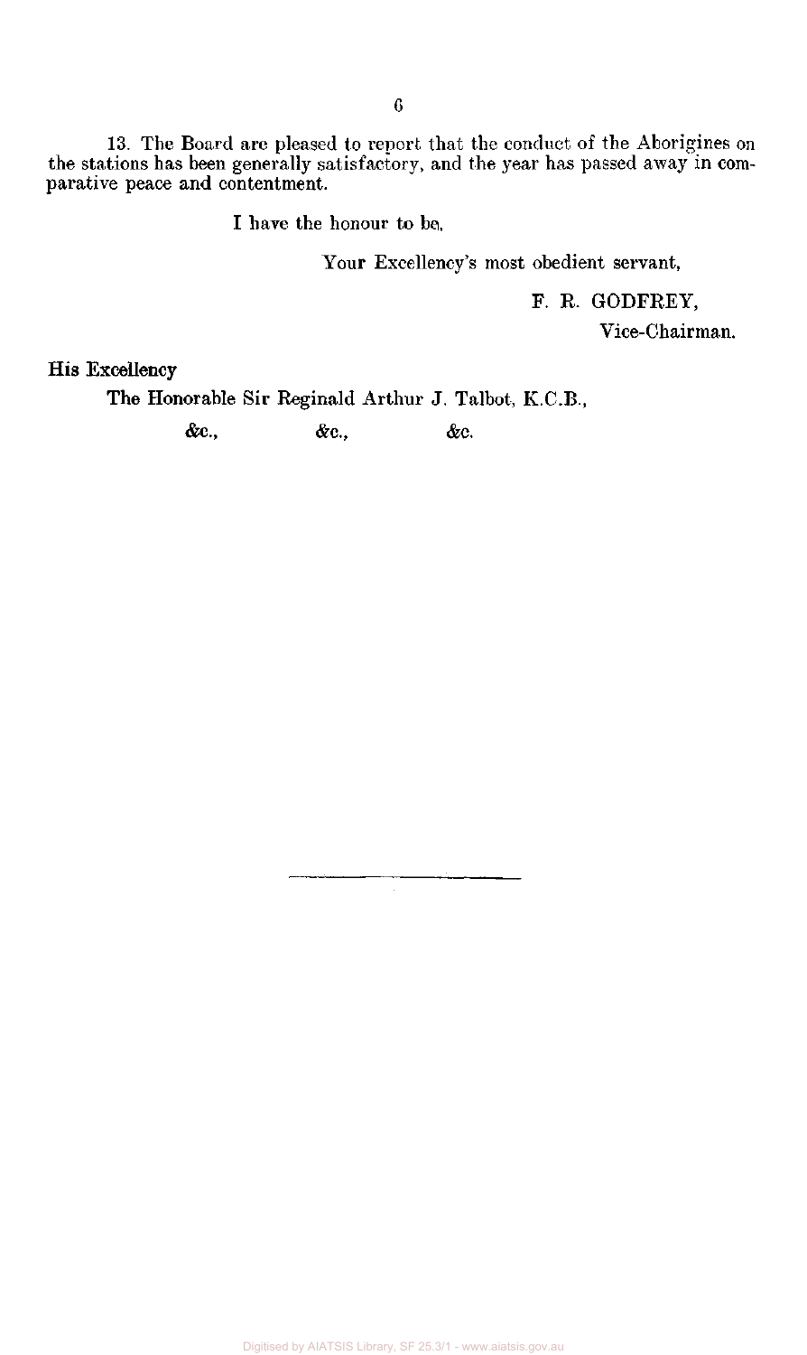13. The Board are pleased to report that the conduct of the Aborigines on the stations has been generally satisfactory, and the year has passed away in comparative peace and contentment.

I have the honour to be,

Your Excellency's most obedient servant,

F. R. GODFREY,

Vice-Chairman.

His Excellency

The Honorable Sir Reginald Arthur J. Talbot, K.C.B.,

&c., &c., &c.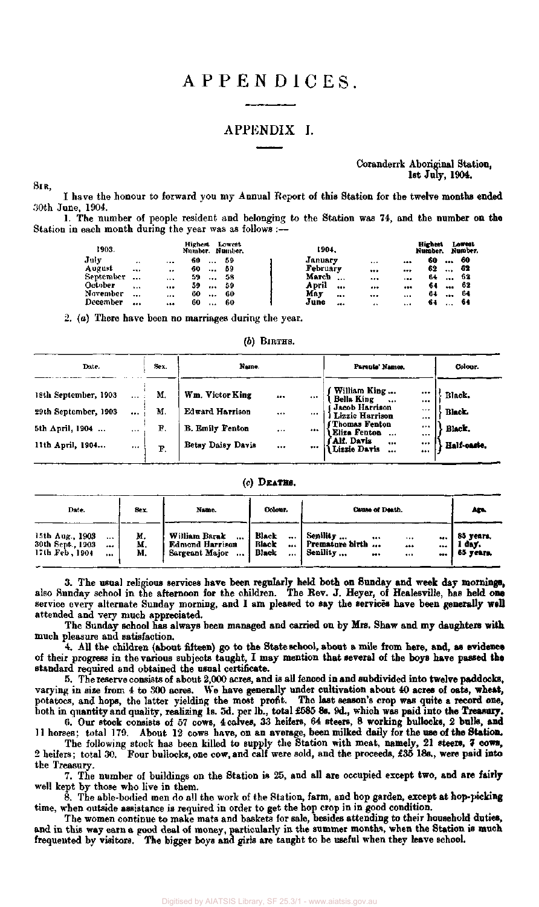# APPENDICES.

## APPENDIX I.

Coranderrk Aboriginal Station,
1st July, 1904.

SIR,

I have the honour to forward you my Annual Report of this Station for the twelve months ended 30th June, 1904.

1. The number of people resident and belonging to the Station was 74, and the number on the Station in each month during the year was as follows :—

| 1903. | Highest Number. | Lowest Number. | 1904. | Highest Number. | Lowest Number. |
|---|---|---|---|---|---|
| July | 60 | 59 | January | 60 | 60 |
| August | 60 | 59 | February | 62 | 62 |
| September | 59 | 58 | March | 64 | 62 |
| October | 59 | 59 | April | 64 | 62 |
| November | 60 | 60 | May | 64 | 64 |
| December | 60 | 60 | June | 64 | 64 |

2. (*a*) There have been no marriages during the year.

(*b*) BIRTHS.

| Date. | Sex. | Name. | Parents' Names. | Colour. |
|---|---|---|---|---|
| 18th September, 1903 | M. | Wm. Victor King | William King ... Bella King ... | Black. |
| 29th September, 1903 | M. | Edward Harrison | Jacob Harrison Lizzie Harrison | Black. |
| 5th April, 1904 ... | F. | B. Emily Fenton | Thomas Fenton Eliza Fenton ... | Black. |
| 11th April, 1904... | F. | Betsy Daisy Davis | Alf. Davis ... Lizzie Davis ... | Half-caste. |

(*c*) DEATHS.

| Date. | Sex. | Name. | Colour. | Cause of Death. | Age. |
|---|---|---|---|---|---|
| 15th Aug., 1903 | M. | William Barak | Black | Senility ... | 85 years. |
| 30th Sept., 1903 | M. | Edmond Harrison | Black | Premature birth ... | 1 day. |
| 17th Feb., 1904 | M. | Sergeant Major | Black | Senility ... | 65 years. |

3. The usual religious services have been regularly held both on Sunday and week day mornings, also Sunday school in the afternoon for the children. The Rev. J. Heyer, of Healesville, has held one service every alternate Sunday morning, and I am pleased to say the services have been generally well attended and very much appreciated.

The Sunday school has always been managed and carried on by Mrs. Shaw and my daughters with much pleasure and satisfaction.

4. All the children (about fifteen) go to the State school, about a mile from here, and, as evidence of their progress in the various subjects taught, I may mention that several of the boys have passed the standard required and obtained the usual certificate.

5. The reserve consists of about 2,000 acres, and is all fenced in and subdivided into twelve paddocks, varying in size from 4 to 300 acres. We have generally under cultivation about 40 acres of oats, wheat, potatoes, and hops, the latter yielding the most profit. The last season's crop was quite a record one, both in quantity and quality, realizing 1s. 5d. per lb., total £585 8s. 9d., which was paid into the Treasury.

6. Our stock consists of 57 cows, 4 calves, 33 heifers, 64 steers, 8 working bullocks, 2 bulls, and 11 horses; total 179. About 12 cows have, on an average, been milked daily for the use of the Station.

The following stock has been killed to supply the Station with meat, namely, 21 steers, 7 cows, 2 heifers; total 30. Four bullocks, one cow, and calf were sold, and the proceeds, £35 18s., were paid into the Treasury.

7. The number of buildings on the Station is 25, and all are occupied except two, and are fairly well kept by those who live in them.

8. The able-bodied men do all the work of the Station, farm, and hop garden, except at hop-picking time, when outside assistance is required in order to get the hop crop in in good condition.

The women continue to make mats and baskets for sale, besides attending to their household duties, and in this way earn a good deal of money, particularly in the summer months, when the Station is much frequented by visitors. The bigger boys and girls are taught to be useful when they leave school.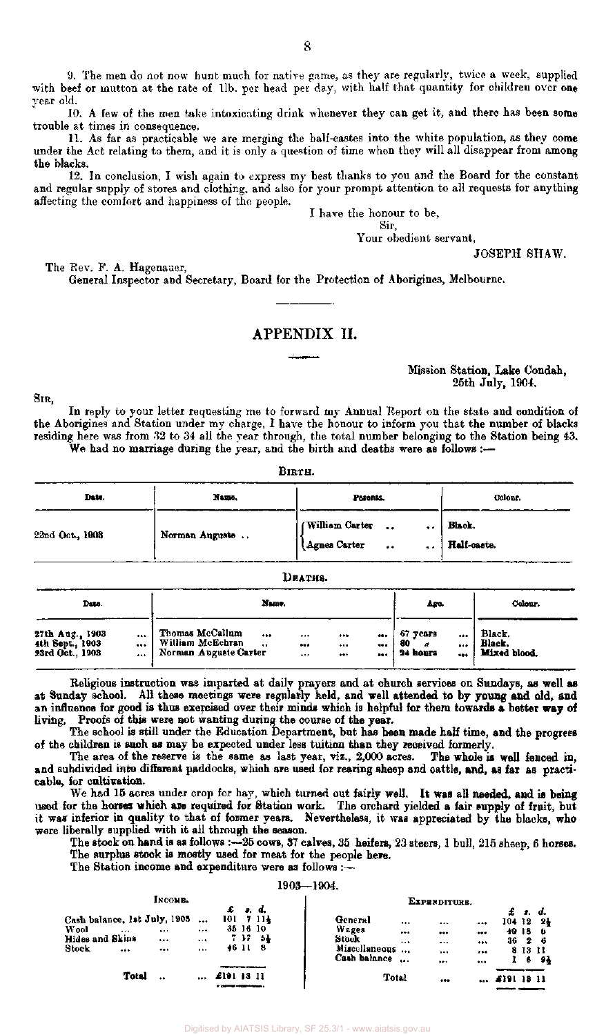9. The men do not now hunt much for native game, as they are regularly, twice a week, supplied with beef or mutton at the rate of 1lb. per head per day, with half that quantity for children over one year old.

10. A few of the men take intoxicating drink whenever they can get it, and there has been some trouble at times in consequence.

11. As far as practicable we are merging the half-castes into the white population, as they come under the Act relating to them, and it is only a question of time when they will all disappear from among the blacks.

12. In conclusion, I wish again to express my best thanks to you and the Board for the constant and regular supply of stores and clothing, and also for your prompt attention to all requests for anything affecting the comfort and happiness of the people.

I have the honour to be,
Sir,
Your obedient servant,
JOSEPH SHAW.

The Rev. F. A. Hagenauer,
General Inspector and Secretary, Board for the Protection of Aborigines, Melbourne.

## APPENDIX II.

Mission Station, Lake Condah,
25th July, 1904.

SIR,

In reply to your letter requesting me to forward my Annual Report on the state and condition of the Aborigines and Station under my charge, I have the honour to inform you that the number of blacks residing here was from 32 to 34 all the year through, the total number belonging to the Station being 43.

We had no marriage during the year, and the birth and deaths were as follows :—

BIRTH.

| Date. | Name. | Parents. | Colour. |
|---|---|---|---|
| 22nd Oct., 1903 | Norman Auguste .. | William Carter .. .. | Black. |
| | | Agnes Carter .. .. | Half-caste. |

DEATHS.

| Date. | Name. | Age. | Colour. |
|---|---|---|---|
| 27th Aug., 1903 | Thomas McCallum | 67 years | Black. |
| 4th Sept., 1903 | William McEchran | 80 " | Black. |
| 23rd Oct., 1903 | Norman Auguste Carter | 24 hours | Mixed blood. |

Religious instruction was imparted at daily prayers and at church services on Sundays, as well as at Sunday school. All these meetings were regularly held, and well attended to by young and old, and an influence for good is thus exercised over their minds which is helpful for them towards a better way of living. Proofs of this were not wanting during the course of the year.

The school is still under the Education Department, but has been made half time, and the progress of the children is such as may be expected under less tuition than they received formerly.

The area of the reserve is the same as last year, viz., 2,000 acres. The whole is well fenced in, and subdivided into different paddocks, which are used for rearing sheep and cattle, and, as far as practicable, for cultivation.

We had 15 acres under crop for hay, which turned out fairly well. It was all needed, and is being used for the horses which are required for Station work. The orchard yielded a fair supply of fruit, but it was inferior in quality to that of former years. Nevertheless, it was appreciated by the blacks, who were liberally supplied with it all through the season.

The stock on hand is as follows :—25 cows, 37 calves, 35 heifers, 23 steers, 1 bull, 215 sheep, 6 horses. The surplus stock is mostly used for meat for the people here.

The Station income and expenditure were as follows :—

1903—1904.

| Income. | £ s. d. | Expenditure. | £ s. d. |
|---|---|---|---|
| Cash balance, 1st July, 1903 ... | 101 7 11½ | General ... | 104 12 2½ |
| Wool ... | 35 16 10 | Wages ... | 40 18 6 |
| Hides and Skins ... | 7 17 5½ | Stock ... | 36 2 6 |
| Stock ... | 46 11 8 | Miscellaneous ... | 8 13 11 |
| | | Cash balance ... | 1 6 9½ |
| Total ... | £191 13 11 | Total ... | £191 13 11 |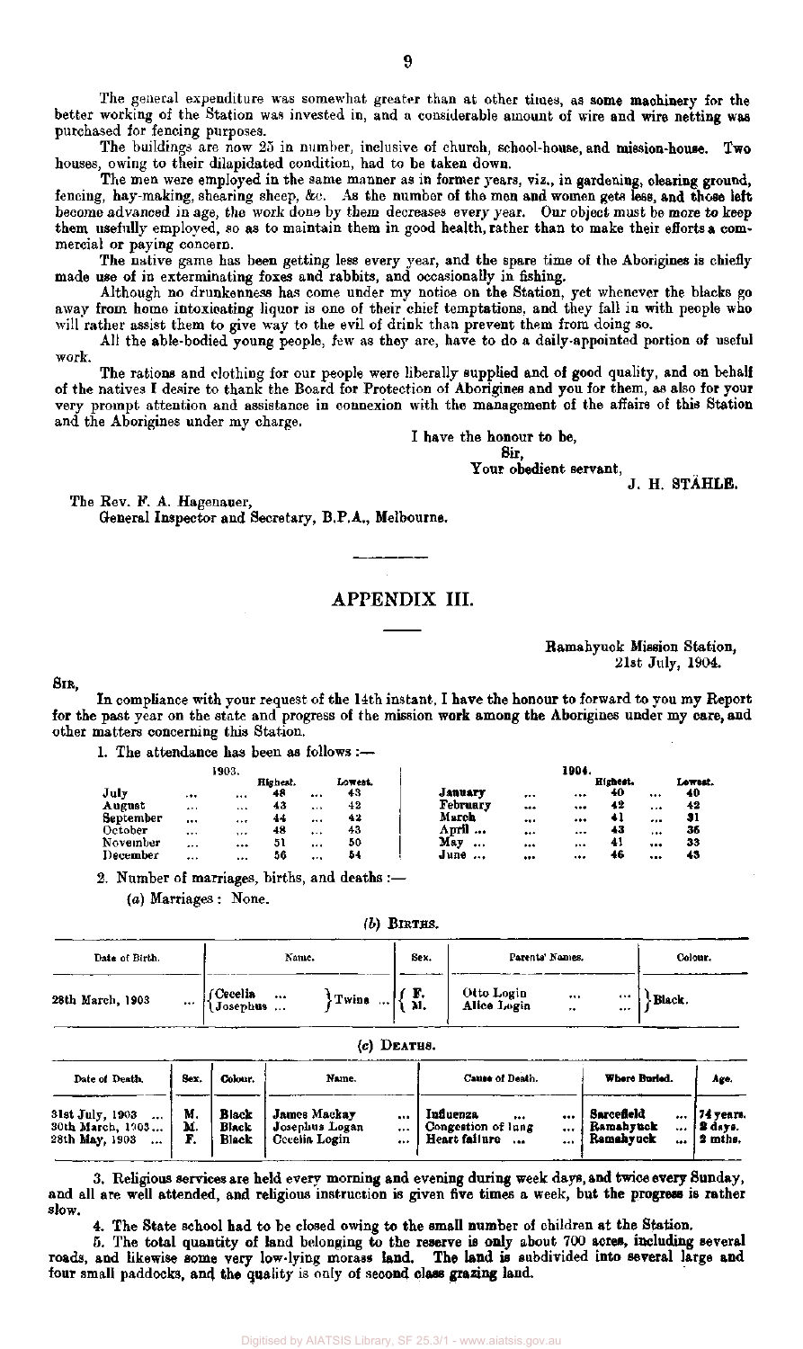The general expenditure was somewhat greater than at other times, as some machinery for the better working of the Station was invested in, and a considerable amount of wire and wire netting was purchased for fencing purposes.

The buildings are now 25 in number, inclusive of church, school-house, and mission-house. Two houses, owing to their dilapidated condition, had to be taken down.

The men were employed in the same manner as in former years, viz., in gardening, clearing ground, fencing, hay-making, shearing sheep, &c. As the number of the men and women gets less, and those left become advanced in age, the work done by them decreases every year. Our object must be more to keep them usefully employed, so as to maintain them in good health, rather than to make their efforts a commercial or paying concern.

The native game has been getting less every year, and the spare time of the Aborigines is chiefly made use of in exterminating foxes and rabbits, and occasionally in fishing.

Although no drunkenness has come under my notice on the Station, yet whenever the blacks go away from home intoxicating liquor is one of their chief temptations, and they fall in with people who will rather assist them to give way to the evil of drink than prevent them from doing so.

All the able-bodied young people, few as they are, have to do a daily-appointed portion of useful work.

The rations and clothing for our people were liberally supplied and of good quality, and on behalf of the natives I desire to thank the Board for Protection of Aborigines and you for them, as also for your very prompt attention and assistance in connexion with the management of the affairs of this Station and the Aborigines under my charge.

I have the honour to be,
Sir,
Your obedient servant,
J. H. STÄHLE.

The Rev. F. A. Hagenauer,
General Inspector and Secretary, B.P.A., Melbourne.

## APPENDIX III.

Ramahyuck Mission Station,
21st July, 1904.

SIR,

In compliance with your request of the 14th instant, I have the honour to forward to you my Report for the past year on the state and progress of the mission work among the Aborigines under my care, and other matters concerning this Station.

1. The attendance has been as follows:—

| 1903. | Highest. | Lowest. | 1904. | Highest. | Lowest. |
|---|---|---|---|---|---|
| July | 48 | 43 | January | 40 | 40 |
| August | 43 | 42 | February | 42 | 42 |
| September | 44 | 42 | March | 41 | 31 |
| October | 48 | 43 | April | 43 | 36 |
| November | 51 | 50 | May | 41 | 33 |
| December | 56 | 54 | June | 46 | 43 |

2. Number of marriages, births, and deaths:—

(*a*) Marriages: None.

(*b*) BIRTHS.

| Date of Birth. | Name. | Sex. | Parents' Names. | Colour. |
|---|---|---|---|---|
| 28th March, 1903 | Cecelia / Josephus } Twins | F. / M. | Otto Login / Alice Login | Black. |

(*c*) DEATHS.

| Date of Death. | Sex. | Colour. | Name. | Cause of Death. | Where Buried. | Age. |
|---|---|---|---|---|---|---|
| 31st July, 1903 | M. | Black | James Mackay | Influenza | Sarcefield | 74 years. |
| 30th March, 1903 | M. | Black | Josephus Logan | Congestion of lung | Ramahyuck | 2 days. |
| 28th May, 1903 | F. | Black | Cecelia Login | Heart failure | Ramahyuck | 2 mths. |

3. Religious services are held every morning and evening during week days, and twice every Sunday, and all are well attended, and religious instruction is given five times a week, but the progress is rather slow.

4. The State school had to be closed owing to the small number of children at the Station.

5. The total quantity of land belonging to the reserve is only about 700 acres, including several roads, and likewise some very low-lying morass land. The land is subdivided into several large and four small paddocks, and the quality is only of second class grazing land.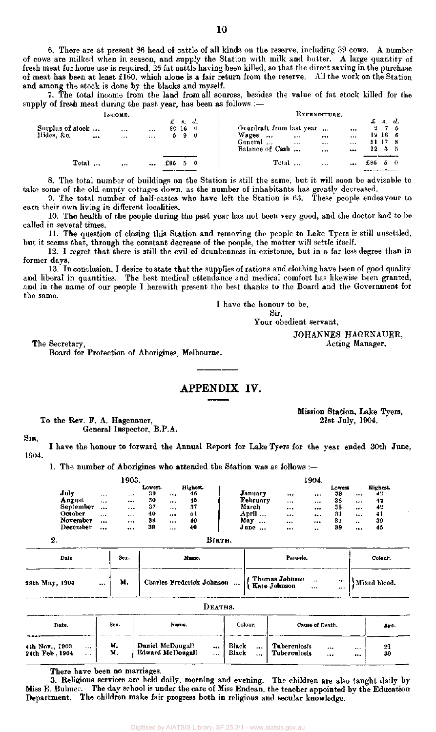6. There are at present 86 head of cattle of all kinds on the reserve, including 39 cows. A number of cows are milked when in season, and supply the Station with milk and butter. A large quantity of fresh meat for home use is required, 26 fat cattle having been killed, so that the direct saving in the purchase of meat has been at least £160, which alone is a fair return from the reserve. All the work on the Station and among the stock is done by the blacks and myself.

7. The total income from the land from all sources, besides the value of fat stock killed for the supply of fresh meat during the past year, has been as follows :—

| Income. | £ s. d. | Expenditure. | £ s. d. |
|---|---|---|---|
| Surplus of stock ... ... ... | 80 16 0 | Overdraft from last year ... ... | 2 7 6 |
| Hides, &c. ... ... ... | 5 9 0 | Wages ... ... ... ... | 19 16 6 |
| | | General ... ... ... ... | 51 17 8 |
| | | Balance of Cash ... ... ... | 12 3 5 |
| Total ... ... ... | £86 5 0 | Total ... ... ... | £86 5 0 |

8. The total number of buildings on the Station is still the same, but it will soon be advisable to take some of the old empty cottages down, as the number of inhabitants has greatly decreased.

9. The total number of half-castes who have left the Station is 63. These people endeavour to earn their own living in different localities.

10. The health of the people during the past year has not been very good, and the doctor had to be called in several times.

11. The question of closing this Station and removing the people to Lake Tyers is still unsettled, but it seems that, through the constant decrease of the people, the matter will settle itself.

12. I regret that there is still the evil of drunkenness in existence, but in a far less degree than in former days.

13. In conclusion, I desire to state that the supplies of rations and clothing have been of good quality and liberal in quantities. The best medical attendance and medical comfort has likewise been granted, and in the name of our people I herewith present the best thanks to the Board and the Government for the same.

I have the honour to be,
Sir,
Your obedient servant,

JOHANNES HAGENAUER,
Acting Manager.

The Secretary,
Board for Protection of Aborigines, Melbourne.

## APPENDIX IV.

Mission Station, Lake Tyers,
21st July, 1904.

To the Rev. F. A. Hagenauer,
General Inspector, B.P.A.

Sir,

I have the honour to forward the Annual Report for Lake Tyers for the year ended 30th June, 1904.

1. The number of Aborigines who attended the Station was as follows :—

| 1903. | Lowest. | Highest. | 1904. | Lowest | Highest. |
|---|---|---|---|---|---|
| July ... ... ... | 39 | 46 | January ... ... ... | 38 | 42 |
| August ... ... ... | 30 | 45 | February ... ... ... | 38 | 42 |
| September ... ... ... | 37 | 37 | March ... ... ... | 38 | 42 |
| October ... ... ... | 40 | 51 | April ... ... ... | 31 | 41 |
| November ... ... ... | 38 | 40 | May ... ... ... | 32 | 39 |
| December ... ... ... | 38 | 40 | June ... ... ... | 39 | 45 |

2. BIRTH.

| Date | Sex. | Name. | Parents. | Colour. |
|---|---|---|---|---|
| 28th May, 1904 ... | M. | Charles Frederick Johnson ... | Thomas Johnson ... ... / Kate Johnson ... ... | Mixed blood. |

DEATHS.

| Date. | Sex. | Name. | Colour. | Cause of Death. | Age. |
|---|---|---|---|---|---|
| 4th Nov., 1903 ... | M. | Daniel McDougall ... | Black ... | Tuberculosis ... ... | 21 |
| 24th Feb., 1904 ... | M. | Edward McDougall ... | Black ... | Tuberculosis ... ... | 30 |

There have been no marriages.

3. Religious services are held daily, morning and evening. The children are also taught daily by Miss E. Bulmer. The day school is under the care of Miss Endean, the teacher appointed by the Education Department. The children make fair progress both in religious and secular knowledge.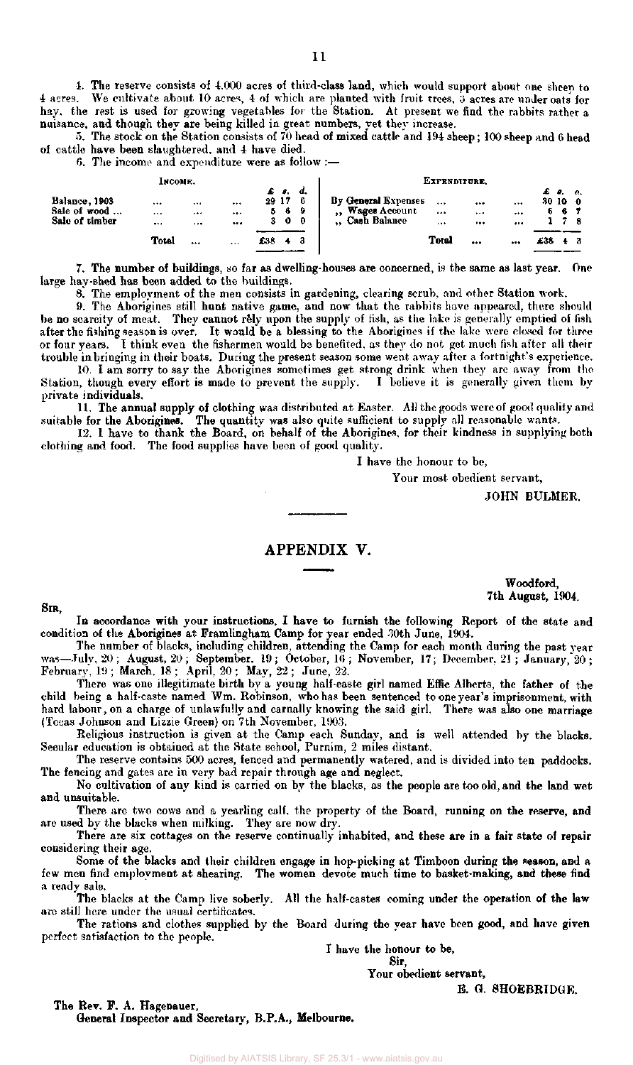4. The reserve consists of 4,000 acres of third-class land, which would support about one sheep to 4 acres. We cultivate about 10 acres, 4 of which are planted with fruit trees, 5 acres are under oats for hay, the rest is used for growing vegetables for the Station. At present we find the rabbits rather a nuisance, and though they are being killed in great numbers, yet they increase.

5. The stock on the Station consists of 70 head of mixed cattle and 194 sheep; 100 sheep and 6 head of cattle have been slaughtered, and 4 have died.

6. The income and expenditure were as follow:—

| Income. | £ s. d. | Expenditure. | £ s. d. |
|---|---|---|---|
| Balance, 1903 ... ... ... | 29 17 6 | By General Expenses ... ... ... | 30 10 0 |
| Sale of wood ... ... ... ... | 5 6 9 | ,, Wages Account ... ... ... | 6 6 7 |
| Sale of timber ... ... ... | 3 0 0 | ,, Cash Balance ... ... ... | 1 7 8 |
| Total ... ... | £38 4 3 | Total ... ... | £38 4 3 |

7. The number of buildings, so far as dwelling-houses are concerned, is the same as last year. One large hay-shed has been added to the buildings.

8. The employment of the men consists in gardening, clearing scrub, and other Station work.

9. The Aborigines still hunt native game, and now that the rabbits have appeared, there should be no scarcity of meat. They cannot rely upon the supply of fish, as the lake is generally emptied of fish after the fishing season is over. It would be a blessing to the Aborigines if the lake were closed for three or four years. I think even the fishermen would be benefited, as they do not get much fish after all their trouble in bringing in their boats. During the present season some went away after a fortnight's experience.

10. I am sorry to say the Aborigines sometimes get strong drink when they are away from the Station, though every effort is made to prevent the supply. I believe it is generally given them by private individuals.

11. The annual supply of clothing was distributed at Easter. All the goods were of good quality and suitable for the Aborigines. The quantity was also quite sufficient to supply all reasonable wants.

12. I have to thank the Board, on behalf of the Aborigines, for their kindness in supplying both clothing and food. The food supplies have been of good quality.

I have the honour to be,

Your most obedient servant,

JOHN BULMER.

## APPENDIX V.

Woodford,
7th August, 1904.

Sir,

In accordance with your instructions, I have to furnish the following Report of the state and condition of the Aborigines at Framlingham Camp for year ended 30th June, 1904.

The number of blacks, including children, attending the Camp for each month during the past year was—July, 20; August, 20; September, 19; October, 16; November, 17; December, 21; January, 20; February, 19; March, 18; April, 20; May, 22; June, 22.

There was one illegitimate birth by a young half-caste girl named Effie Alberts, the father of the child being a half-caste named Wm. Robinson, who has been sentenced to one year's imprisonment, with hard labour, on a charge of unlawfully and carnally knowing the said girl. There was also one marriage (Tocas Johnson and Lizzie Green) on 7th November, 1903.

Religious instruction is given at the Camp each Sunday, and is well attended by the blacks. Secular education is obtained at the State school, Purnim, 2 miles distant.

The reserve contains 500 acres, fenced and permanently watered, and is divided into ten paddocks. The fencing and gates are in very bad repair through age and neglect.

No cultivation of any kind is carried on by the blacks, as the people are too old, and the land wet and unsuitable.

There are two cows and a yearling calf, the property of the Board, running on the reserve, and are used by the blacks when milking. They are now dry.

There are six cottages on the reserve continually inhabited, and these are in a fair state of repair considering their age.

Some of the blacks and their children engage in hop-picking at Timboon during the season, and a few men find employment at shearing. The women devote much time to basket-making, and these find a ready sale.

The blacks at the Camp live soberly. All the half-castes coming under the operation of the law are still here under the usual certificates.

The rations and clothes supplied by the Board during the year have been good, and have given perfect satisfaction to the people.

I have the honour to be,

Sir,

Your obedient servant,

E. G. SHOEBRIDGE.

The Rev. F. A. Hagenauer,
General Inspector and Secretary, B.P.A., Melbourne.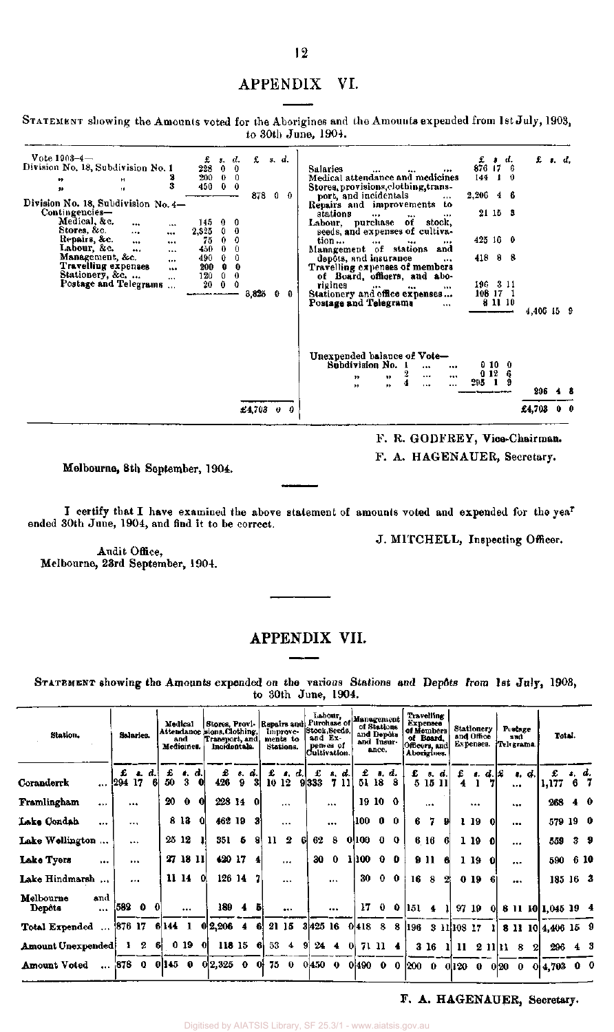## APPENDIX VI.

STATEMENT showing the Amounts voted for the Aborigines and the Amounts expended from 1st July, 1903, to 30th June, 1904.

| Vote 1903–4— | £ s. d. | £ s. d. | | £ s. d. | £ s. d. |
|---|---|---|---|---|---|
| Division No. 18, Subdivision No. 1 | 228 0 0 | | Salaries ... ... ... | 876 17 6 | |
| " " 2 | 200 0 0 | | Medical attendance and medicines | 144 1 0 | |
| " " 3 | 450 0 0 | 878 0 0 | Stores, provisions, clothing, transport, and incidentals ... | 2,206 4 6 | |
| Division No. 18, Subdivision No. 4—Contingencies— | | | Repairs and improvements to stations ... ... ... | 21 15 3 | |
| Medical, &c. ... ... | 145 0 0 | | Labour, purchase of stock, seeds, and expenses of cultivation ... ... ... ... | 425 16 0 | |
| Stores, &c. ... ... | 2,325 0 0 | | Management of stations and depôts, and insurance ... | 418 8 8 | |
| Repairs, &c. ... ... | 75 0 0 | | Travelling expenses of members of Board, officers, and aborigines ... ... ... | 196 3 11 | |
| Labour, &c. ... ... | 450 0 0 | | Stationery and office expenses ... | 108 17 1 | |
| Management, &c. ... | 490 0 0 | | Postage and Telegrams ... | 8 11 10 | 4,406 15 9 |
| Travelling expenses ... | 200 0 0 | | | | |
| Stationery, &c. ... ... | 120 0 0 | | Unexpended balance of Vote— | | |
| Postage and Telegrams ... | 20 0 0 | 3,825 0 0 | Subdivision No. 1 ... ... | 0 10 0 | |
| | | | " " 2 ... ... | 0 12 6 | |
| | | | " " 4 ... ... | 295 1 9 | 296 4 3 |
| | | £4,703 0 0 | | | £4,703 0 0 |

F. R. GODFREY, Vice-Chairman.

F. A. HAGENAUER, Secretary.

Melbourne, 8th September, 1904.

I certify that I have examined the above statement of amounts voted and expended for the year ended 30th June, 1904, and find it to be correct.

J. MITCHELL, Inspecting Officer.

Audit Office,
Melbourne, 23rd September, 1904.

## APPENDIX VII.

STATEMENT showing the Amounts expended on the various Stations and Depôts from 1st July, 1903, to 30th June, 1904.

| Station. | Salaries. | Medical Attendance and Medicines. | Stores, Provisions, Clothing, Transport, and Incidentals. | Repairs and Improvements to Stations. | Labour, Purchase of Stock, Seeds, and Expenses of Cultivation. | Management of Stations and Depôts and Insurance. | Travelling Expenses of Members of Board, Officers, and Aborigines. | Stationery and Office Expenses. | Postage and Telegrams. | Total. |
|---|---|---|---|---|---|---|---|---|---|---|
| | £ s. d. | £ s. d. | £ s. d. | £ s. d. | £ s. d. | £ s. d. | £ s. d. | £ s. d. | £ s. d. | £ s. d. |
| Coranderrk ... | 294 17 6 | 50 3 0 | 426 9 3 | 10 12 9 | 333 7 11 | 51 18 8 | 5 15 11 | 4 1 7 | ... | 1,177 6 7 |
| Framlingham ... | ... | 20 0 0 | 228 14 0 | ... | ... | 19 10 0 | ... | ... | ... | 268 4 0 |
| Lake Condah ... | ... | 8 13 0 | 462 19 3 | ... | ... | 100 0 0 | 6 7 9 | 1 19 0 | ... | 579 19 0 |
| Lake Wellington ... | ... | 25 12 1 | 351 5 8 | 11 2 6 | 62 8 0 | 100 0 0 | 6 16 6 | 1 19 0 | ... | 559 3 9 |
| Lake Tyers ... | ... | 27 18 11 | 420 17 4 | ... | 30 0 1 | 100 0 0 | 9 11 8 | 1 19 0 | ... | 590 6 10 |
| Lake Hindmarsh ... | ... | 11 14 0 | 126 14 7 | ... | ... | 30 0 0 | 16 8 2 | 0 19 6 | ... | 185 16 3 |
| Melbourne and Depôts ... | 582 0 0 | ... | 189 4 5 | ... | ... | 17 0 0 | 151 4 1 | 97 19 0 | 8 11 10 | 1,045 19 4 |
| **Total Expended** ... | 876 17 6 | 144 1 0 | 2,206 4 6 | 21 15 3 | 425 16 0 | 418 8 8 | 196 3 11 | 108 17 1 | 8 11 10 | 4,406 15 9 |
| **Amount Unexpended** | 1 2 6 | 0 19 0 | 118 15 6 | 53 4 9 | 24 4 0 | 71 11 4 | 3 16 1 | 11 2 11 | 11 8 2 | 296 4 3 |
| **Amount Voted** ... | 878 0 0 | 145 0 0 | 2,325 0 0 | 75 0 0 | 450 0 0 | 490 0 0 | 200 0 0 | 120 0 0 | 20 0 0 | 4,703 0 0 |

F. A. HAGENAUER, Secretary.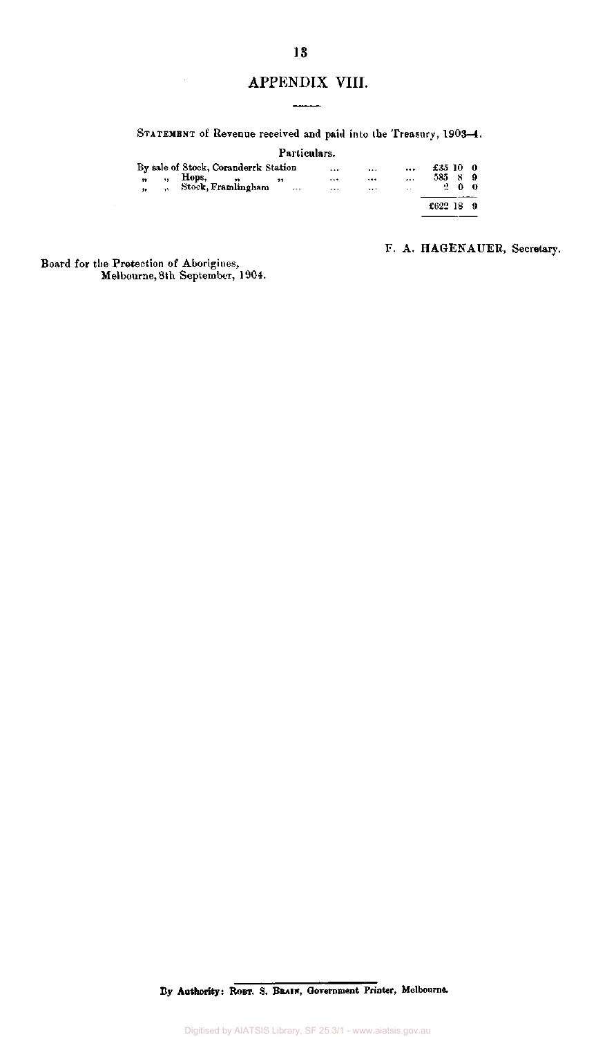# APPENDIX VIII.

STATEMENT of Revenue received and paid into the Treasury, 1903–4.

| Particulars. | | | | |
|---|---|---|---|---|
| By sale of Stock, Coranderrk Station ... ... ... | £35 | 10 | 0 |
| " " Hops, " " ... ... ... | 585 | 8 | 9 |
| " " Stock, Framlingham ... ... ... .. | 2 | 0 | 0 |
| | £622 | 18 | 9 |

F. A. HAGENAUER, Secretary.

Board for the Protection of Aborigines,
Melbourne, 8th September, 1904.

By Authority: ROBT. S. BRAIN, Government Printer, Melbourne.